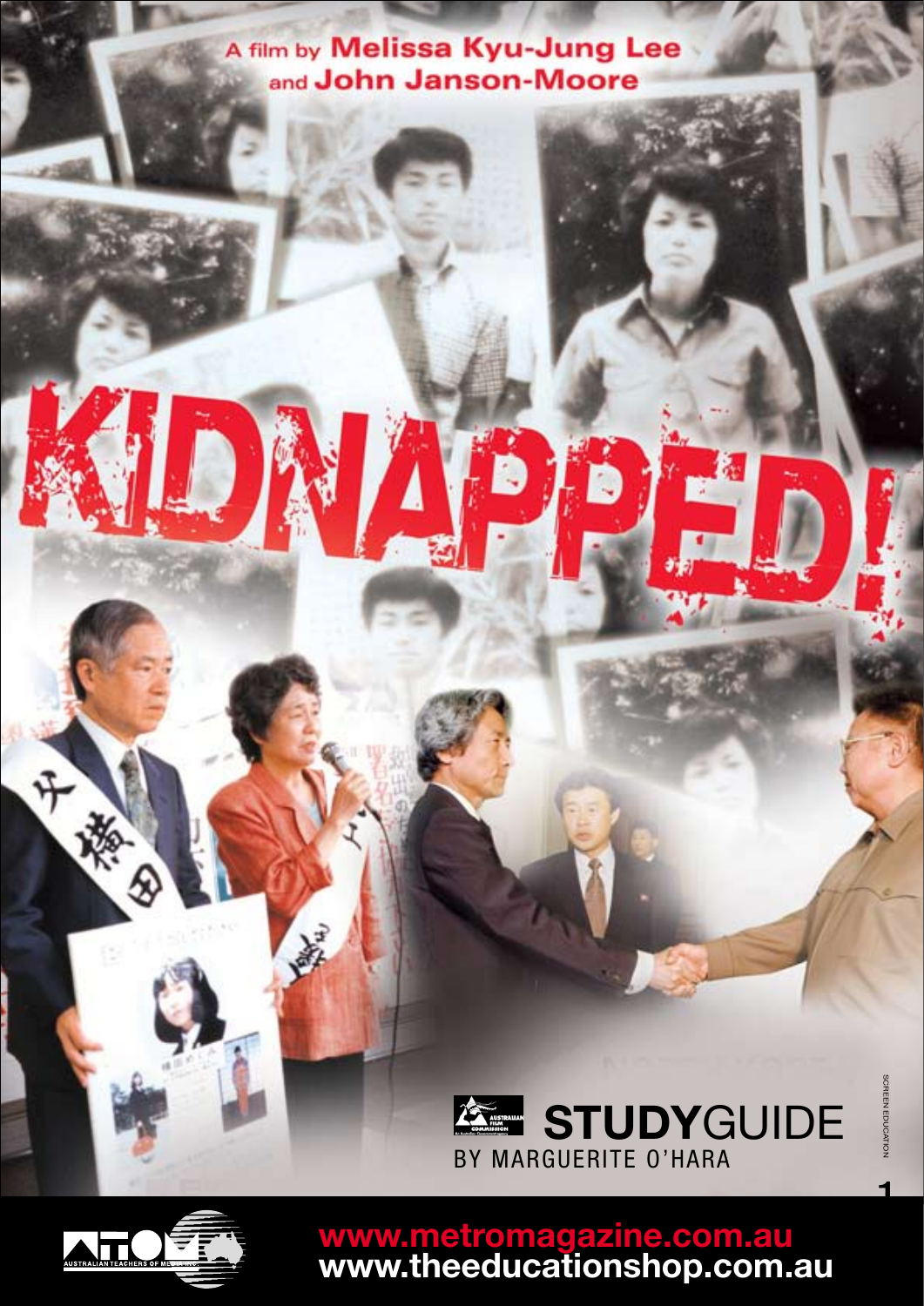A film by **Melissa Kyu-Jung Lee** and **John Janson-Moore**

# KIDNAPPED!

**STUDY**GUIDE

BY MARGUERITE O'HARA

SCREEN EDUCATION

www.metromagazine.com.au

www.theeducationshop.com.au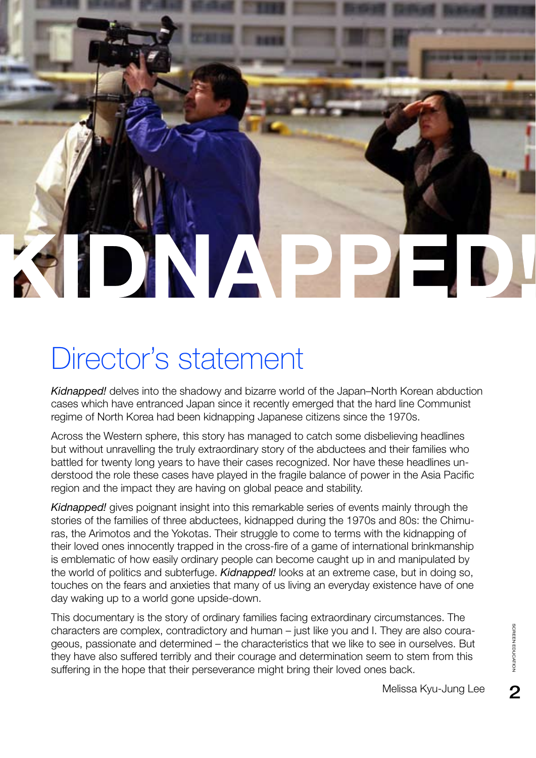# KIDNAPPED!

## Director's statement

*Kidnapped!* delves into the shadowy and bizarre world of the Japan–North Korean abduction cases which have entranced Japan since it recently emerged that the hard line Communist regime of North Korea had been kidnapping Japanese citizens since the 1970s.

Across the Western sphere, this story has managed to catch some disbelieving headlines but without unravelling the truly extraordinary story of the abductees and their families who battled for twenty long years to have their cases recognized. Nor have these headlines understood the role these cases have played in the fragile balance of power in the Asia Pacific region and the impact they are having on global peace and stability.

*Kidnapped!* gives poignant insight into this remarkable series of events mainly through the stories of the families of three abductees, kidnapped during the 1970s and 80s: the Chimuras, the Arimotos and the Yokotas. Their struggle to come to terms with the kidnapping of their loved ones innocently trapped in the cross-fire of a game of international brinkmanship is emblematic of how easily ordinary people can become caught up in and manipulated by the world of politics and subterfuge. *Kidnapped!* looks at an extreme case, but in doing so, touches on the fears and anxieties that many of us living an everyday existence have of one day waking up to a world gone upside-down.

This documentary is the story of ordinary families facing extraordinary circumstances. The characters are complex, contradictory and human – just like you and I. They are also courageous, passionate and determined – the characteristics that we like to see in ourselves. But they have also suffered terribly and their courage and determination seem to stem from this suffering in the hope that their perseverance might bring their loved ones back.

Melissa Kyu-Jung Lee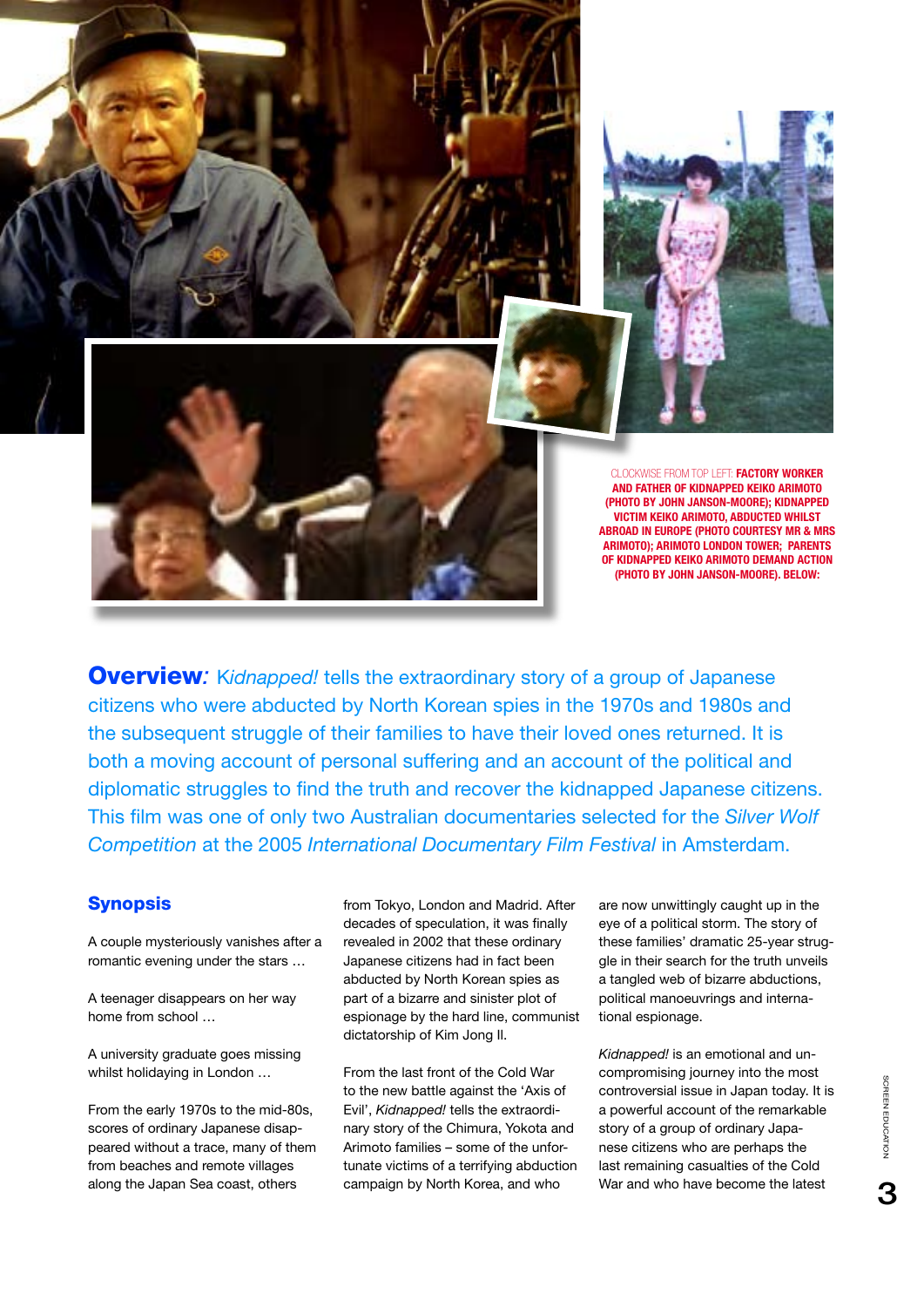CLOCKWISE FROM TOP LEFT: **FACTORY WORKER AND FATHER OF KIDNAPPED KEIKO ARIMOTO (PHOTO BY JOHN JANSON-MOORE); KIDNAPPED VICTIM KEIKO ARIMOTO, ABDUCTED WHILST ABROAD IN EUROPE (PHOTO COURTESY MR & MRS ARIMOTO); ARIMOTO LONDON TOWER; PARENTS OF KIDNAPPED KEIKO ARIMOTO DEMAND ACTION (PHOTO BY JOHN JANSON-MOORE). BELOW:**

**Overview***:* *Kidnapped!* tells the extraordinary story of a group of Japanese citizens who were abducted by North Korean spies in the 1970s and 1980s and the subsequent struggle of their families to have their loved ones returned. It is both a moving account of personal suffering and an account of the political and diplomatic struggles to find the truth and recover the kidnapped Japanese citizens. This film was one of only two Australian documentaries selected for the *Silver Wolf Competition* at the 2005 *International Documentary Film Festival* in Amsterdam.

## Synopsis

A couple mysteriously vanishes after a romantic evening under the stars …

A teenager disappears on her way home from school …

A university graduate goes missing whilst holidaying in London …

From the early 1970s to the mid-80s, scores of ordinary Japanese disappeared without a trace, many of them from beaches and remote villages along the Japan Sea coast, others from Tokyo, London and Madrid. After decades of speculation, it was finally revealed in 2002 that these ordinary Japanese citizens had in fact been abducted by North Korean spies as part of a bizarre and sinister plot of espionage by the hard line, communist dictatorship of Kim Jong Il.

From the last front of the Cold War to the new battle against the 'Axis of Evil', *Kidnapped!* tells the extraordinary story of the Chimura, Yokota and Arimoto families – some of the unfortunate victims of a terrifying abduction campaign by North Korea, and who are now unwittingly caught up in the eye of a political storm. The story of these families' dramatic 25-year struggle in their search for the truth unveils a tangled web of bizarre abductions, political manoeuvrings and international espionage.

*Kidnapped!* is an emotional and uncompromising journey into the most controversial issue in Japan today. It is a powerful account of the remarkable story of a group of ordinary Japanese citizens who are perhaps the last remaining casualties of the Cold War and who have become the latest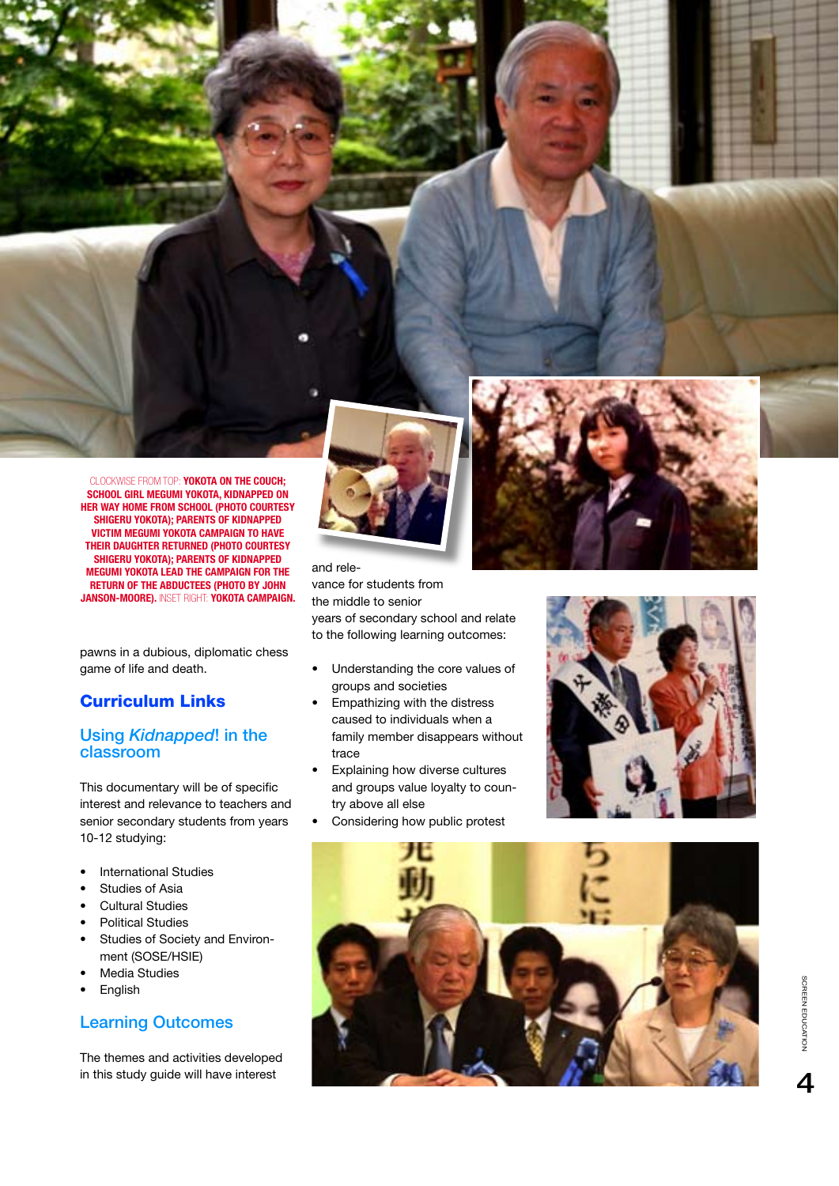CLOCKWISE FROM TOP: **YOKOTA ON THE COUCH; SCHOOL GIRL MEGUMI YOKOTA, KIDNAPPED ON HER WAY HOME FROM SCHOOL (PHOTO COURTESY SHIGERU YOKOTA); PARENTS OF KIDNAPPED VICTIM MEGUMI YOKOTA CAMPAIGN TO HAVE THEIR DAUGHTER RETURNED (PHOTO COURTESY SHIGERU YOKOTA); PARENTS OF KIDNAPPED MEGUMI YOKOTA LEAD THE CAMPAIGN FOR THE RETURN OF THE ABDUCTEES (PHOTO BY JOHN JANSON-MOORE).** INSET RIGHT: **YOKOTA CAMPAIGN.**

pawns in a dubious, diplomatic chess game of life and death.

## Curriculum Links

### Using *Kidnapped*! in the classroom

This documentary will be of specific interest and relevance to teachers and senior secondary students from years 10-12 studying:

- International Studies
- Studies of Asia
- Cultural Studies
- Political Studies
- Studies of Society and Environment (SOSE/HSIE)
- Media Studies
- English

### Learning Outcomes

The themes and activities developed in this study guide will have interest and relevance for students from the middle to senior years of secondary school and relate to the following learning outcomes:

- Understanding the core values of groups and societies
- Empathizing with the distress caused to individuals when a family member disappears without trace
- Explaining how diverse cultures and groups value loyalty to country above all else
- Considering how public protest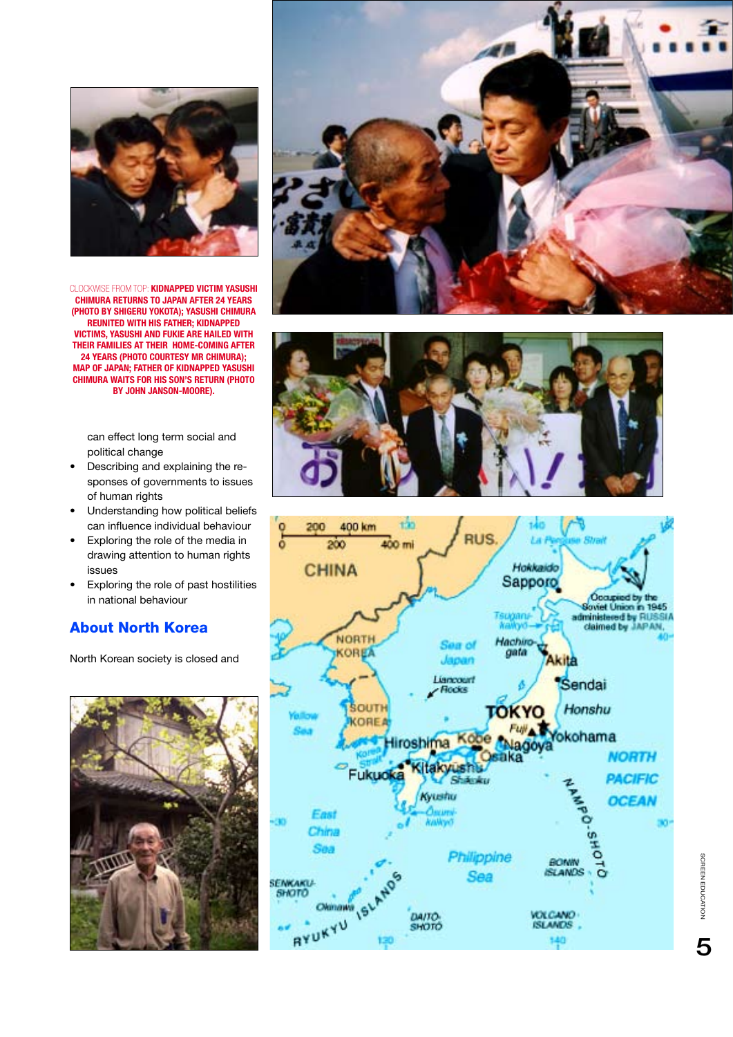CLOCKWISE FROM TOP: **KIDNAPPED VICTIM YASUSHI CHIMURA RETURNS TO JAPAN AFTER 24 YEARS (PHOTO BY SHIGERU YOKOTA); YASUSHI CHIMURA REUNITED WITH HIS FATHER; KIDNAPPED VICTIMS, YASUSHI AND FUKIE ARE HAILED WITH THEIR FAMILIES AT THEIR HOME-COMING AFTER 24 YEARS (PHOTO COURTESY MR CHIMURA); MAP OF JAPAN; FATHER OF KIDNAPPED YASUSHI CHIMURA WAITS FOR HIS SON'S RETURN (PHOTO BY JOHN JANSON-MOORE).**

can effect long term social and political change

- Describing and explaining the responses of governments to issues of human rights
- Understanding how political beliefs can influence individual behaviour
- Exploring the role of the media in drawing attention to human rights issues
- Exploring the role of past hostilities in national behaviour

## About North Korea

North Korean society is closed and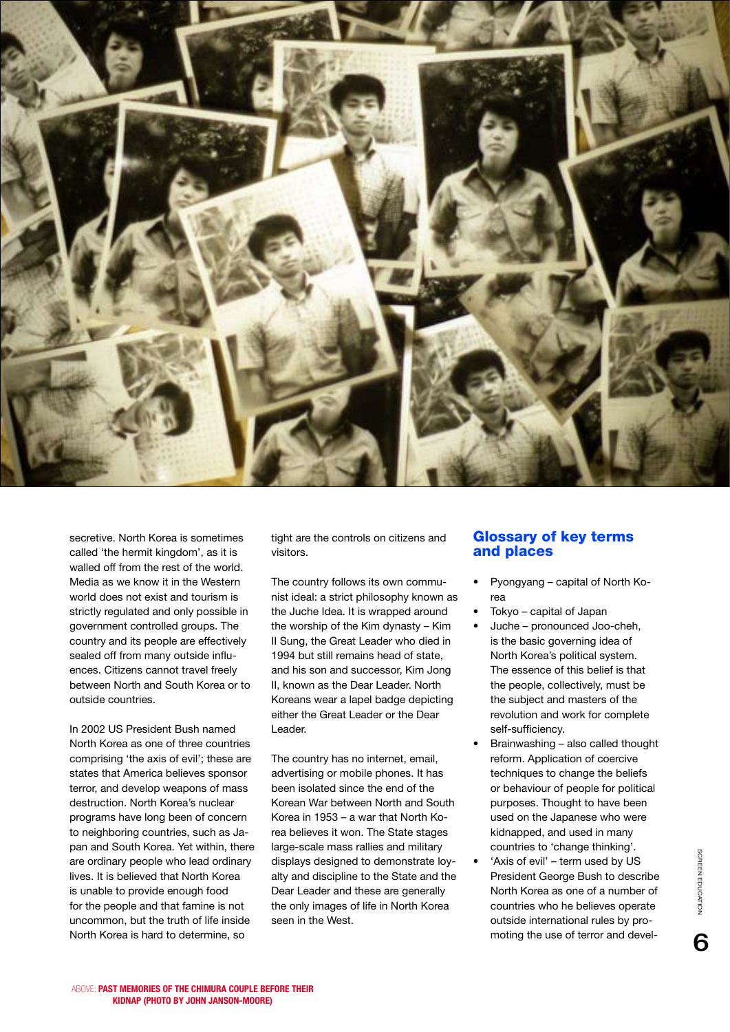secretive. North Korea is sometimes called 'the hermit kingdom', as it is walled off from the rest of the world. Media as we know it in the Western world does not exist and tourism is strictly regulated and only possible in government controlled groups. The country and its people are effectively sealed off from many outside influences. Citizens cannot travel freely between North and South Korea or to outside countries.

In 2002 US President Bush named North Korea as one of three countries comprising 'the axis of evil'; these are states that America believes sponsor terror, and develop weapons of mass destruction. North Korea's nuclear programs have long been of concern to neighboring countries, such as Japan and South Korea. Yet within, there are ordinary people who lead ordinary lives. It is believed that North Korea is unable to provide enough food for the people and that famine is not uncommon, but the truth of life inside North Korea is hard to determine, so tight are the controls on citizens and visitors.

The country follows its own communist ideal: a strict philosophy known as the Juche Idea. It is wrapped around the worship of the Kim dynasty – Kim Il Sung, the Great Leader who died in 1994 but still remains head of state, and his son and successor, Kim Jong Il, known as the Dear Leader. North Koreans wear a lapel badge depicting either the Great Leader or the Dear Leader.

The country has no internet, email, advertising or mobile phones. It has been isolated since the end of the Korean War between North and South Korea in 1953 – a war that North Korea believes it won. The State stages large-scale mass rallies and military displays designed to demonstrate loyalty and discipline to the State and the Dear Leader and these are generally the only images of life in North Korea seen in the West.

## Glossary of key terms and places

- Pyongyang – capital of North Korea
- Tokyo – capital of Japan
- Juche – pronounced Joo-cheh, is the basic governing idea of North Korea's political system. The essence of this belief is that the people, collectively, must be the subject and masters of the revolution and work for complete self-sufficiency.
- Brainwashing – also called thought reform. Application of coercive techniques to change the beliefs or behaviour of people for political purposes. Thought to have been used on the Japanese who were kidnapped, and used in many countries to 'change thinking'.
- 'Axis of evil' – term used by US President George Bush to describe North Korea as one of a number of countries who he believes operate outside international rules by promoting the use of terror and devel-

ABOVE: **PAST MEMORIES OF THE CHIMURA COUPLE BEFORE THEIR KIDNAP (PHOTO BY JOHN JANSON-MOORE)**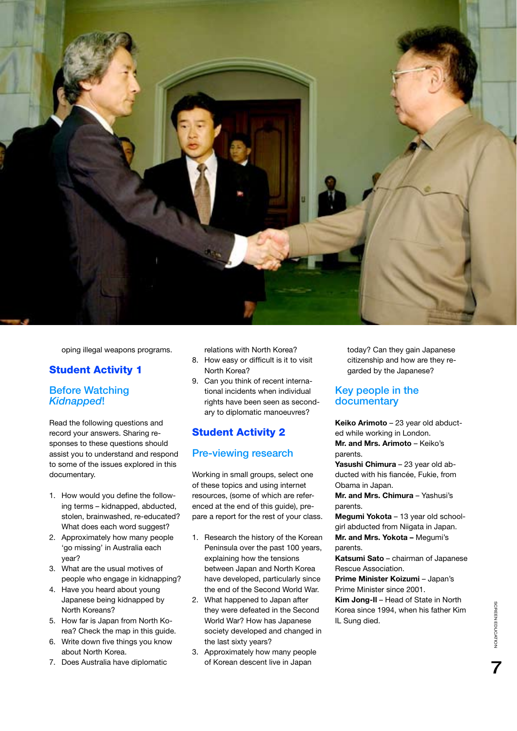oping illegal weapons programs.

## Student Activity 1

### Before Watching *Kidnapped*!

Read the following questions and record your answers. Sharing responses to these questions should assist you to understand and respond to some of the issues explored in this documentary.

1. How would you define the following terms – kidnapped, abducted, stolen, brainwashed, re-educated? What does each word suggest?
2. Approximately how many people 'go missing' in Australia each year?
3. What are the usual motives of people who engage in kidnapping?
4. Have you heard about young Japanese being kidnapped by North Koreans?
5. How far is Japan from North Korea? Check the map in this guide.
6. Write down five things you know about North Korea.
7. Does Australia have diplomatic relations with North Korea?
8. How easy or difficult is it to visit North Korea?
9. Can you think of recent international incidents when individual rights have been seen as secondary to diplomatic manoeuvres?

## Student Activity 2

### Pre-viewing research

Working in small groups, select one of these topics and using internet resources, (some of which are referenced at the end of this guide), prepare a report for the rest of your class.

1. Research the history of the Korean Peninsula over the past 100 years, explaining how the tensions between Japan and North Korea have developed, particularly since the end of the Second World War.
2. What happened to Japan after they were defeated in the Second World War? How has Japanese society developed and changed in the last sixty years?
3. Approximately how many people of Korean descent live in Japan today? Can they gain Japanese citizenship and how are they regarded by the Japanese?

### Key people in the documentary

**Keiko Arimoto** – 23 year old abducted while working in London.
**Mr. and Mrs. Arimoto** – Keiko's parents.
**Yasushi Chimura** – 23 year old abducted with his fiancée, Fukie, from Obama in Japan.
**Mr. and Mrs. Chimura** – Yashusi's parents.
**Megumi Yokota** – 13 year old schoolgirl abducted from Niigata in Japan.
**Mr. and Mrs. Yokota –** Megumi's parents.
**Katsumi Sato** – chairman of Japanese Rescue Association.
**Prime Minister Koizumi** – Japan's Prime Minister since 2001.
**Kim Jong-Il** – Head of State in North Korea since 1994, when his father Kim IL Sung died.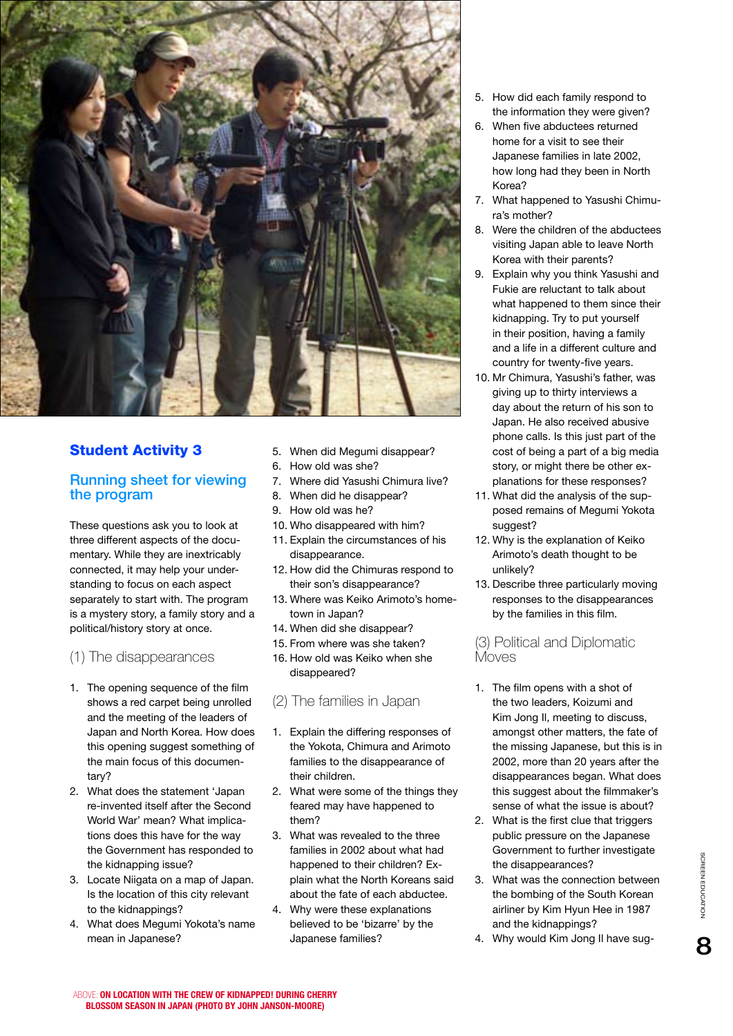## Student Activity 3

### Running sheet for viewing the program

These questions ask you to look at three different aspects of the documentary. While they are inextricably connected, it may help your understanding to focus on each aspect separately to start with. The program is a mystery story, a family story and a political/history story at once.

### (1) The disappearances

1. The opening sequence of the film shows a red carpet being unrolled and the meeting of the leaders of Japan and North Korea. How does this opening suggest something of the main focus of this documentary?
2. What does the statement 'Japan re-invented itself after the Second World War' mean? What implications does this have for the way the Government has responded to the kidnapping issue?
3. Locate Niigata on a map of Japan. Is the location of this city relevant to the kidnappings?
4. What does Megumi Yokota's name mean in Japanese?
5. When did Megumi disappear?
6. How old was she?
7. Where did Yasushi Chimura live?
8. When did he disappear?
9. How old was he?
10. Who disappeared with him?
11. Explain the circumstances of his disappearance.
12. How did the Chimuras respond to their son's disappearance?
13. Where was Keiko Arimoto's hometown in Japan?
14. When did she disappear?
15. From where was she taken?
16. How old was Keiko when she disappeared?

### (2) The families in Japan

1. Explain the differing responses of the Yokota, Chimura and Arimoto families to the disappearance of their children.
2. What were some of the things they feared may have happened to them?
3. What was revealed to the three families in 2002 about what had happened to their children? Explain what the North Koreans said about the fate of each abductee.
4. Why were these explanations believed to be 'bizarre' by the Japanese families?
5. How did each family respond to the information they were given?
6. When five abductees returned home for a visit to see their Japanese families in late 2002, how long had they been in North Korea?
7. What happened to Yasushi Chimura's mother?
8. Were the children of the abductees visiting Japan able to leave North Korea with their parents?
9. Explain why you think Yasushi and Fukie are reluctant to talk about what happened to them since their kidnapping. Try to put yourself in their position, having a family and a life in a different culture and country for twenty-five years.
10. Mr Chimura, Yasushi's father, was giving up to thirty interviews a day about the return of his son to Japan. He also received abusive phone calls. Is this just part of the cost of being a part of a big media story, or might there be other explanations for these responses?
11. What did the analysis of the supposed remains of Megumi Yokota suggest?
12. Why is the explanation of Keiko Arimoto's death thought to be unlikely?
13. Describe three particularly moving responses to the disappearances by the families in this film.

### (3) Political and Diplomatic Moves

1. The film opens with a shot of the two leaders, Koizumi and Kim Jong Il, meeting to discuss, amongst other matters, the fate of the missing Japanese, but this is in 2002, more than 20 years after the disappearances began. What does this suggest about the filmmaker's sense of what the issue is about?
2. What is the first clue that triggers public pressure on the Japanese Government to further investigate the disappearances?
3. What was the connection between the bombing of the South Korean airliner by Kim Hyun Hee in 1987 and the kidnappings?
4. Why would Kim Jong Il have sug-

ABOVE: **ON LOCATION WITH THE CREW OF KIDNAPPED! DURING CHERRY BLOSSOM SEASON IN JAPAN (PHOTO BY JOHN JANSON-MOORE)**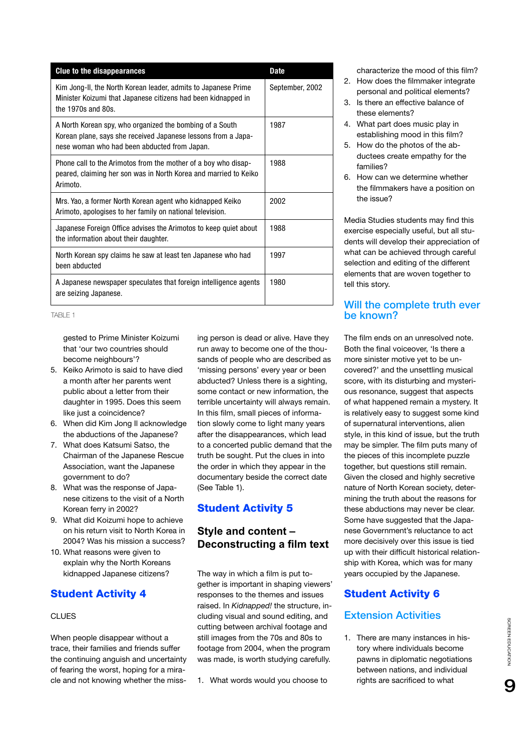| Clue to the disappearances | Date |
|---|---|
| Kim Jong-Il, the North Korean leader, admits to Japanese Prime Minister Koizumi that Japanese citizens had been kidnapped in the 1970s and 80s. | September, 2002 |
| A North Korean spy, who organized the bombing of a South Korean plane, says she received Japanese lessons from a Japanese woman who had been abducted from Japan. | 1987 |
| Phone call to the Arimotos from the mother of a boy who disappeared, claiming her son was in North Korea and married to Keiko Arimoto. | 1988 |
| Mrs. Yao, a former North Korean agent who kidnapped Keiko Arimoto, apologises to her family on national television. | 2002 |
| Japanese Foreign Office advises the Arimotos to keep quiet about the information about their daughter. | 1988 |
| North Korean spy claims he saw at least ten Japanese who had been abducted | 1997 |
| A Japanese newspaper speculates that foreign intelligence agents are seizing Japanese. | 1980 |

TABLE 1

gested to Prime Minister Koizumi that 'our two countries should become neighbours'?

5. Keiko Arimoto is said to have died a month after her parents went public about a letter from their daughter in 1995. Does this seem like just a coincidence?
6. When did Kim Jong Il acknowledge the abductions of the Japanese?
7. What does Katsumi Satso, the Chairman of the Japanese Rescue Association, want the Japanese government to do?
8. What was the response of Japanese citizens to the visit of a North Korean ferry in 2002?
9. What did Koizumi hope to achieve on his return visit to North Korea in 2004? Was his mission a success?
10. What reasons were given to explain why the North Koreans kidnapped Japanese citizens?

## Student Activity 4

CLUES

When people disappear without a trace, their families and friends suffer the continuing anguish and uncertainty of fearing the worst, hoping for a miracle and not knowing whether the missing person is dead or alive. Have they run away to become one of the thousands of people who are described as 'missing persons' every year or been abducted? Unless there is a sighting, some contact or new information, the terrible uncertainty will always remain. In this film, small pieces of information slowly come to light many years after the disappearances, which lead to a concerted public demand that the truth be sought. Put the clues in into the order in which they appear in the documentary beside the correct date (See Table 1).

## Student Activity 5

### Style and content – Deconstructing a film text

The way in which a film is put together is important in shaping viewers' responses to the themes and issues raised. In *Kidnapped!* the structure, including visual and sound editing, and cutting between archival footage and still images from the 70s and 80s to footage from 2004, when the program was made, is worth studying carefully.

1. What words would you choose to characterize the mood of this film?
2. How does the filmmaker integrate personal and political elements?
3. Is there an effective balance of these elements?
4. What part does music play in establishing mood in this film?
5. How do the photos of the abductees create empathy for the families?
6. How can we determine whether the filmmakers have a position on the issue?

Media Studies students may find this exercise especially useful, but all students will develop their appreciation of what can be achieved through careful selection and editing of the different elements that are woven together to tell this story.

## Will the complete truth ever be known?

The film ends on an unresolved note. Both the final voiceover, 'Is there a more sinister motive yet to be uncovered?' and the unsettling musical score, with its disturbing and mysterious resonance, suggest that aspects of what happened remain a mystery. It is relatively easy to suggest some kind of supernatural interventions, alien style, in this kind of issue, but the truth may be simpler. The film puts many of the pieces of this incomplete puzzle together, but questions still remain. Given the closed and highly secretive nature of North Korean society, determining the truth about the reasons for these abductions may never be clear. Some have suggested that the Japanese Government's reluctance to act more decisively over this issue is tied up with their difficult historical relationship with Korea, which was for many years occupied by the Japanese.

## Student Activity 6

## Extension Activities

1. There are many instances in history where individuals become pawns in diplomatic negotiations between nations, and individual rights are sacrificed to what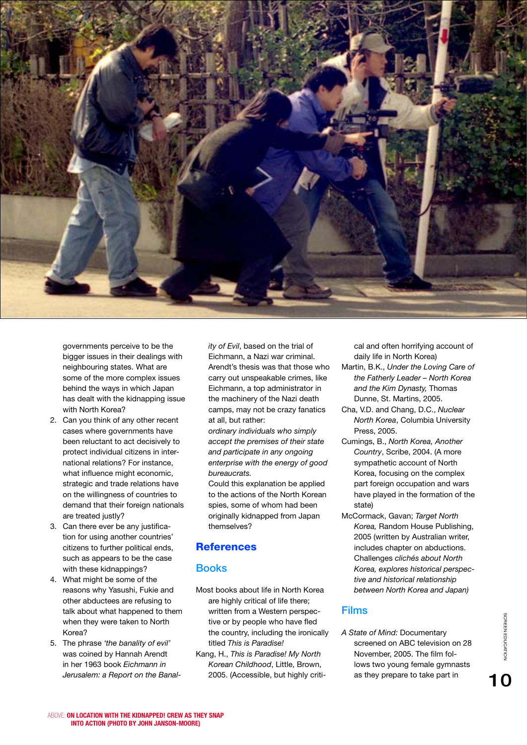governments perceive to be the bigger issues in their dealings with neighbouring states. What are some of the more complex issues behind the ways in which Japan has dealt with the kidnapping issue with North Korea?

2. Can you think of any other recent cases where governments have been reluctant to act decisively to protect individual citizens in international relations? For instance, what influence might economic, strategic and trade relations have on the willingness of countries to demand that their foreign nationals are treated justly?
3. Can there ever be any justification for using another countries' citizens to further political ends, such as appears to be the case with these kidnappings?
4. What might be some of the reasons why Yasushi, Fukie and other abductees are refusing to talk about what happened to them when they were taken to North Korea?
5. The phrase *'the banality of evil'* was coined by Hannah Arendt in her 1963 book *Eichmann in Jerusalem: a Report on the Banality of Evil*, based on the trial of Eichmann, a Nazi war criminal. Arendt's thesis was that those who carry out unspeakable crimes, like Eichmann, a top administrator in the machinery of the Nazi death camps, may not be crazy fanatics at all, but rather: *ordinary individuals who simply accept the premises of their state and participate in any ongoing enterprise with the energy of good bureaucrats.* Could this explanation be applied to the actions of the North Korean spies, some of whom had been originally kidnapped from Japan themselves?

## References

### Books

Most books about life in North Korea are highly critical of life there; written from a Western perspective or by people who have fled the country, including the ironically titled *This is Paradise!*

Kang, H., *This is Paradise! My North Korean Childhood*, Little, Brown, 2005. (Accessible, but highly critical and often horrifying account of daily life in North Korea)

Martin, B.K., *Under the Loving Care of the Fatherly Leader – North Korea and the Kim Dynasty,* Thomas Dunne, St. Martins, 2005.

Cha, V.D. and Chang, D.C., *Nuclear North Korea*, Columbia University Press, 2005.

Cumings, B., *North Korea, Another Country*, Scribe, 2004. (A more sympathetic account of North Korea, focusing on the complex part foreign occupation and wars have played in the formation of the state)

McCormack, Gavan; *Target North Korea,* Random House Publishing, 2005 (written by Australian writer, includes chapter on abductions. Challenges *clichés about North Korea, explores historical perspective and historical relationship between North Korea and Japan)*

### Films

*A State of Mind:* Documentary screened on ABC television on 28 November, 2005. The film follows two young female gymnasts as they prepare to take part in

ABOVE: **ON LOCATION WITH THE KIDNAPPED! CREW AS THEY SNAP INTO ACTION (PHOTO BY JOHN JANSON-MOORE)**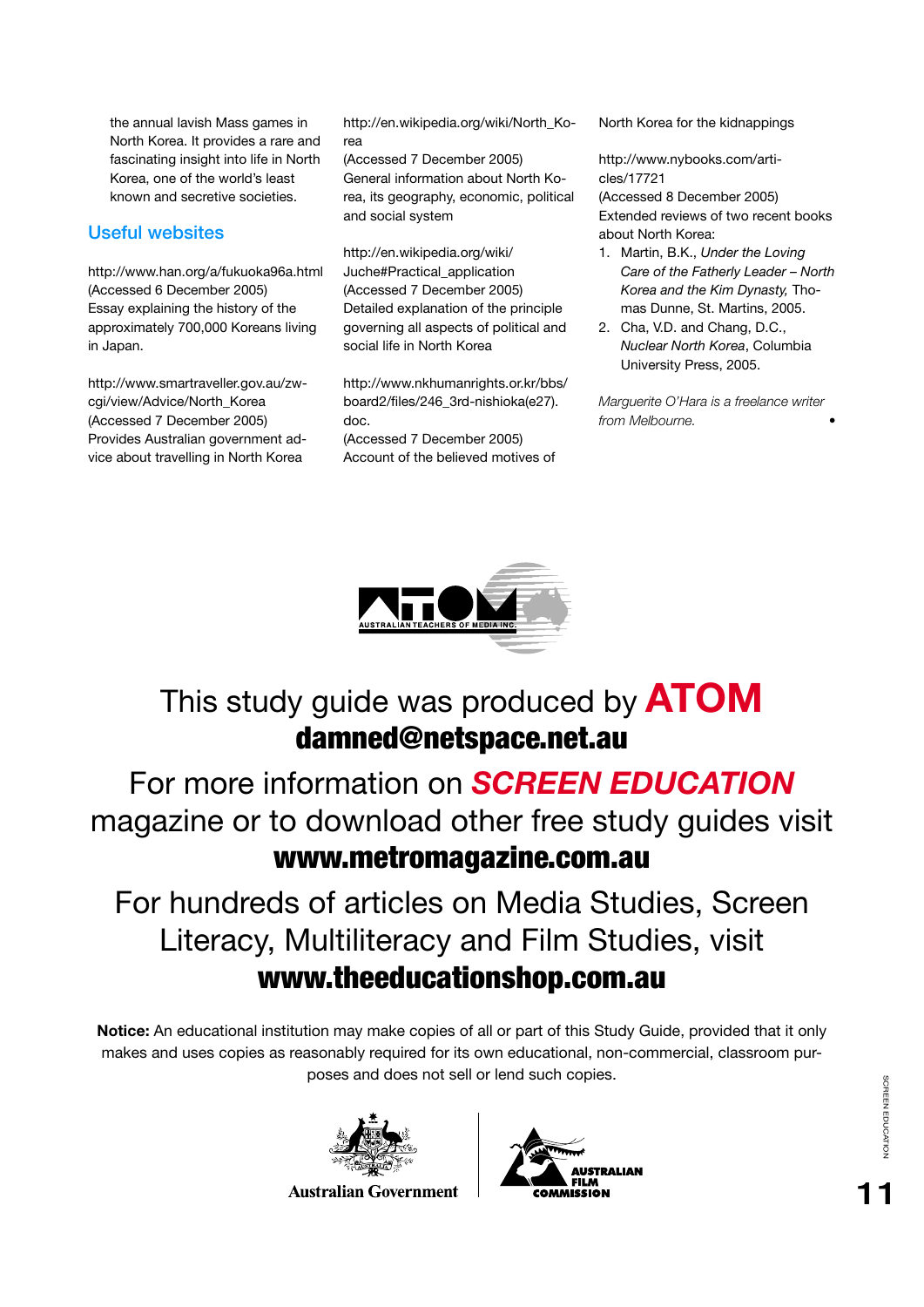the annual lavish Mass games in North Korea. It provides a rare and fascinating insight into life in North Korea, one of the world's least known and secretive societies.

## Useful websites

http://www.han.org/a/fukuoka96a.html
(Accessed 6 December 2005)
Essay explaining the history of the approximately 700,000 Koreans living in Japan.

http://www.smartraveller.gov.au/zw-cgi/view/Advice/North_Korea
(Accessed 7 December 2005)
Provides Australian government advice about travelling in North Korea

http://en.wikipedia.org/wiki/North_Korea
(Accessed 7 December 2005)
General information about North Korea, its geography, economic, political and social system

http://en.wikipedia.org/wiki/Juche#Practical_application
(Accessed 7 December 2005)
Detailed explanation of the principle governing all aspects of political and social life in North Korea

http://www.nkhumanrights.or.kr/bbs/board2/files/246_3rd-nishioka(e27).doc.
(Accessed 7 December 2005)
Account of the believed motives of North Korea for the kidnappings

http://www.nybooks.com/articles/17721
(Accessed 8 December 2005)
Extended reviews of two recent books about North Korea:

1. Martin, B.K., *Under the Loving Care of the Fatherly Leader – North Korea and the Kim Dynasty,* Thomas Dunne, St. Martins, 2005.
2. Cha, V.D. and Chang, D.C., *Nuclear North Korea*, Columbia University Press, 2005.

*Marguerite O'Hara is a freelance writer from Melbourne.*

AUSTRALIAN TEACHERS OF MEDIA INC.

This study guide was produced by **ATOM**
**damned@netspace.net.au**

For more information on ***SCREEN EDUCATION*** magazine or to download other free study guides visit
**www.metromagazine.com.au**

For hundreds of articles on Media Studies, Screen Literacy, Multiliteracy and Film Studies, visit
**www.theeducationshop.com.au**

**Notice:** An educational institution may make copies of all or part of this Study Guide, provided that it only makes and uses copies as reasonably required for its own educational, non-commercial, classroom purposes and does not sell or lend such copies.

Australian Government

AUSTRALIAN FILM COMMISSION